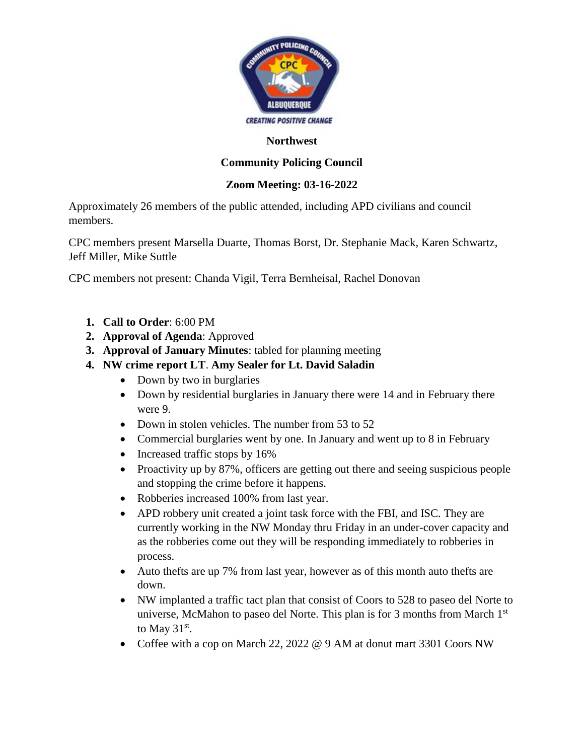**Northwest**

**Community Policing Council**

**Zoom Meeting: 03-16-2022**

Approximately 26 members of the public attended, including APD civilians and council members.

CPC members present Marsella Duarte, Thomas Borst, Dr. Stephanie Mack, Karen Schwartz, Jeff Miller, Mike Suttle

CPC members not present: Chanda Vigil, Terra Bernheisal, Rachel Donovan

1. **Call to Order**: 6:00 PM
2. **Approval of Agenda**: Approved
3. **Approval of January Minutes**: tabled for planning meeting
4. **NW crime report LT**. **Amy Sealer for Lt. David Saladin**
   - Down by two in burglaries
   - Down by residential burglaries in January there were 14 and in February there were 9.
   - Down in stolen vehicles. The number from 53 to 52
   - Commercial burglaries went by one. In January and went up to 8 in February
   - Increased traffic stops by 16%
   - Proactivity up by 87%, officers are getting out there and seeing suspicious people and stopping the crime before it happens.
   - Robberies increased 100% from last year.
   - APD robbery unit created a joint task force with the FBI, and ISC. They are currently working in the NW Monday thru Friday in an under-cover capacity and as the robberies come out they will be responding immediately to robberies in process.
   - Auto thefts are up 7% from last year, however as of this month auto thefts are down.
   - NW implanted a traffic tact plan that consist of Coors to 528 to paseo del Norte to universe, McMahon to paseo del Norte. This plan is for 3 months from March 1st to May 31st.
   - Coffee with a cop on March 22, 2022 @ 9 AM at donut mart 3301 Coors NW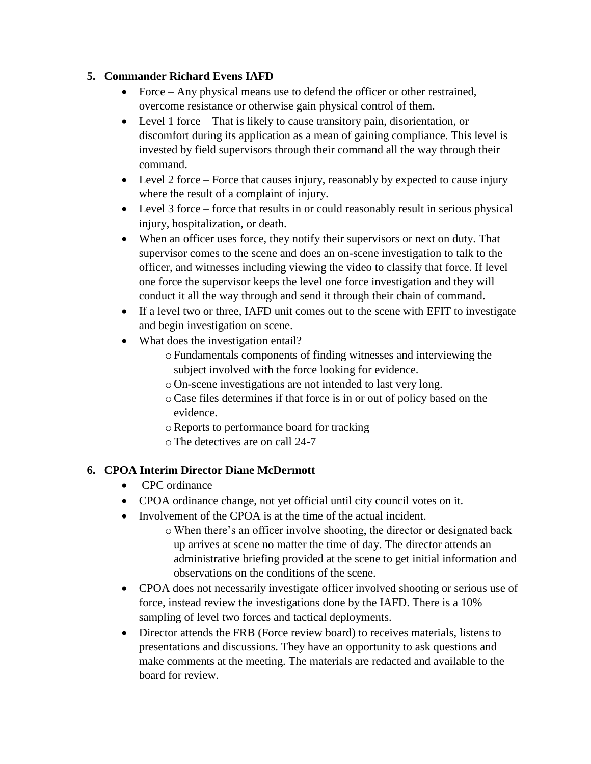5. **Commander Richard Evens IAFD**
    - Force – Any physical means use to defend the officer or other restrained, overcome resistance or otherwise gain physical control of them.
    - Level 1 force – That is likely to cause transitory pain, disorientation, or discomfort during its application as a mean of gaining compliance. This level is invested by field supervisors through their command all the way through their command.
    - Level 2 force – Force that causes injury, reasonably by expected to cause injury where the result of a complaint of injury.
    - Level 3 force – force that results in or could reasonably result in serious physical injury, hospitalization, or death.
    - When an officer uses force, they notify their supervisors or next on duty. That supervisor comes to the scene and does an on-scene investigation to talk to the officer, and witnesses including viewing the video to classify that force. If level one force the supervisor keeps the level one force investigation and they will conduct it all the way through and send it through their chain of command.
    - If a level two or three, IAFD unit comes out to the scene with EFIT to investigate and begin investigation on scene.
    - What does the investigation entail?
        - Fundamentals components of finding witnesses and interviewing the subject involved with the force looking for evidence.
        - On-scene investigations are not intended to last very long.
        - Case files determines if that force is in or out of policy based on the evidence.
        - Reports to performance board for tracking
        - The detectives are on call 24-7

6. **CPOA Interim Director Diane McDermott**
    - CPC ordinance
    - CPOA ordinance change, not yet official until city council votes on it.
    - Involvement of the CPOA is at the time of the actual incident.
        - When there's an officer involve shooting, the director or designated back up arrives at scene no matter the time of day. The director attends an administrative briefing provided at the scene to get initial information and observations on the conditions of the scene.
    - CPOA does not necessarily investigate officer involved shooting or serious use of force, instead review the investigations done by the IAFD. There is a 10% sampling of level two forces and tactical deployments.
    - Director attends the FRB (Force review board) to receives materials, listens to presentations and discussions. They have an opportunity to ask questions and make comments at the meeting. The materials are redacted and available to the board for review.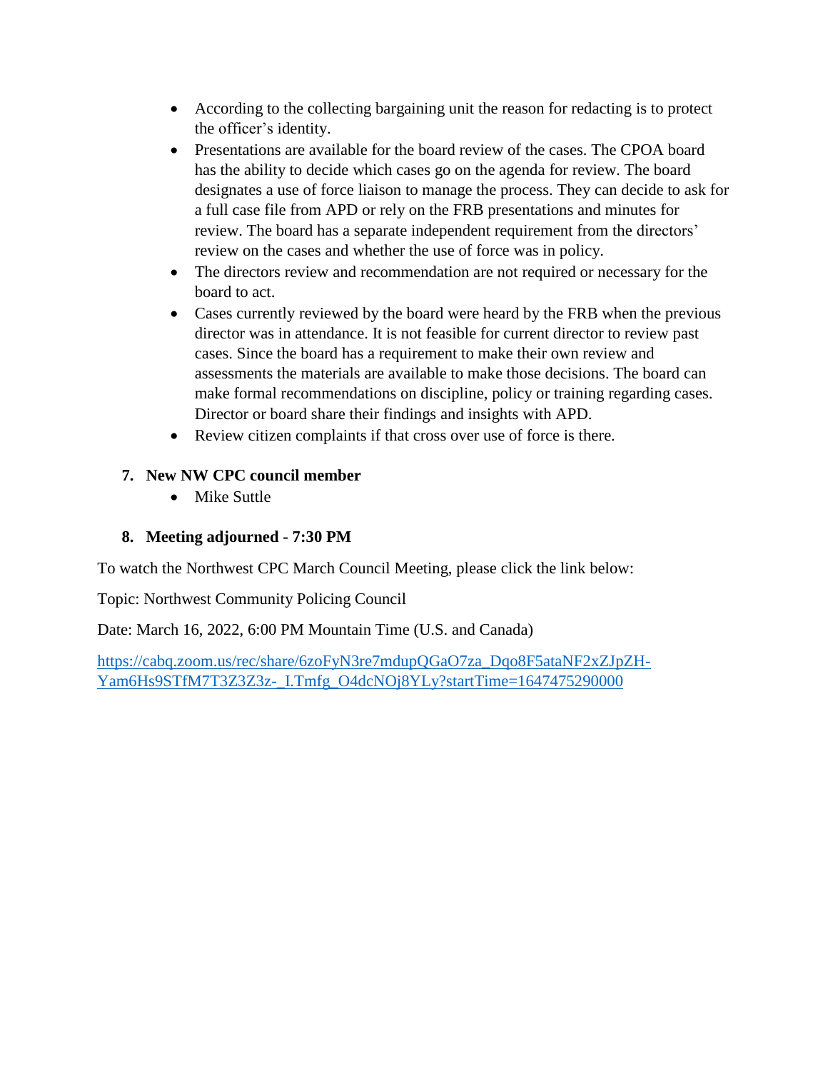- According to the collecting bargaining unit the reason for redacting is to protect the officer's identity.
- Presentations are available for the board review of the cases. The CPOA board has the ability to decide which cases go on the agenda for review. The board designates a use of force liaison to manage the process. They can decide to ask for a full case file from APD or rely on the FRB presentations and minutes for review. The board has a separate independent requirement from the directors' review on the cases and whether the use of force was in policy.
- The directors review and recommendation are not required or necessary for the board to act.
- Cases currently reviewed by the board were heard by the FRB when the previous director was in attendance. It is not feasible for current director to review past cases. Since the board has a requirement to make their own review and assessments the materials are available to make those decisions. The board can make formal recommendations on discipline, policy or training regarding cases. Director or board share their findings and insights with APD.
- Review citizen complaints if that cross over use of force is there.

**7. New NW CPC council member**

- Mike Suttle

**8. Meeting adjourned - 7:30 PM**

To watch the Northwest CPC March Council Meeting, please click the link below:

Topic: Northwest Community Policing Council

Date: March 16, 2022, 6:00 PM Mountain Time (U.S. and Canada)

https://cabq.zoom.us/rec/share/6zoFyN3re7mdupQGaO7za_Dqo8F5ataNF2xZJpZH-Yam6Hs9STfM7T3Z3Z3z-_I.Tmfg_O4dcNOj8YLy?startTime=1647475290000